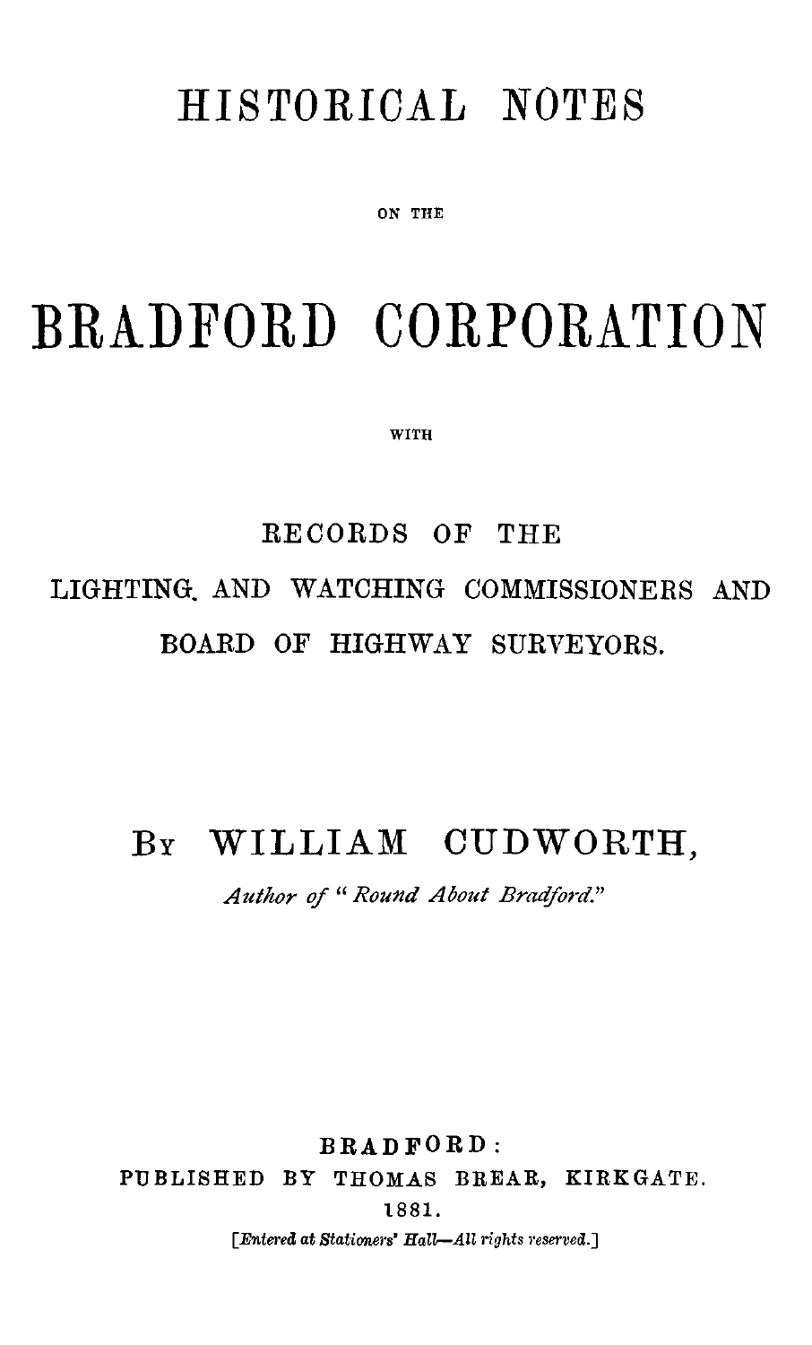# HISTORICAL NOTES

ON THE

# BRADFORD CORPORATION

WITH

## RECORDS OF THE LIGHTING AND WATCHING COMMISSIONERS AND BOARD OF HIGHWAY SURVEYORS.

By WILLIAM CUDWORTH,

*Author of "Round About Bradford."*

BRADFORD:
PUBLISHED BY THOMAS BREAR, KIRKGATE.
1881.

[*Entered at Stationers' Hall—All rights reserved.*]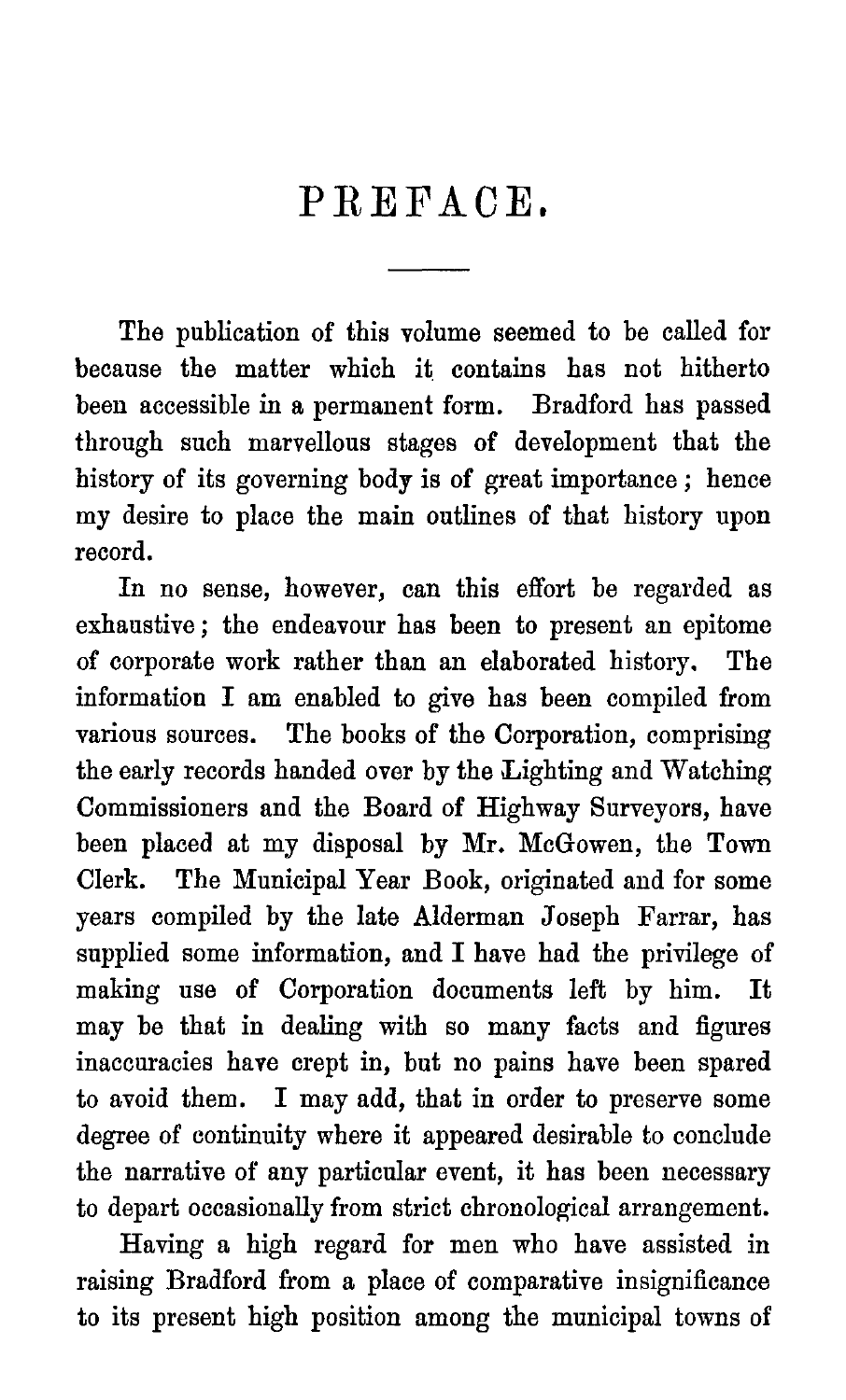# PREFACE.

The publication of this volume seemed to be called for because the matter which it contains has not hitherto been accessible in a permanent form. Bradford has passed through such marvellous stages of development that the history of its governing body is of great importance; hence my desire to place the main outlines of that history upon record.

In no sense, however, can this effort be regarded as exhaustive; the endeavour has been to present an epitome of corporate work rather than an elaborated history. The information I am enabled to give has been compiled from various sources. The books of the Corporation, comprising the early records handed over by the Lighting and Watching Commissioners and the Board of Highway Surveyors, have been placed at my disposal by Mr. McGowen, the Town Clerk. The Municipal Year Book, originated and for some years compiled by the late Alderman Joseph Farrar, has supplied some information, and I have had the privilege of making use of Corporation documents left by him. It may be that in dealing with so many facts and figures inaccuracies have crept in, but no pains have been spared to avoid them. I may add, that in order to preserve some degree of continuity where it appeared desirable to conclude the narrative of any particular event, it has been necessary to depart occasionally from strict chronological arrangement.

Having a high regard for men who have assisted in raising Bradford from a place of comparative insignificance to its present high position among the municipal towns of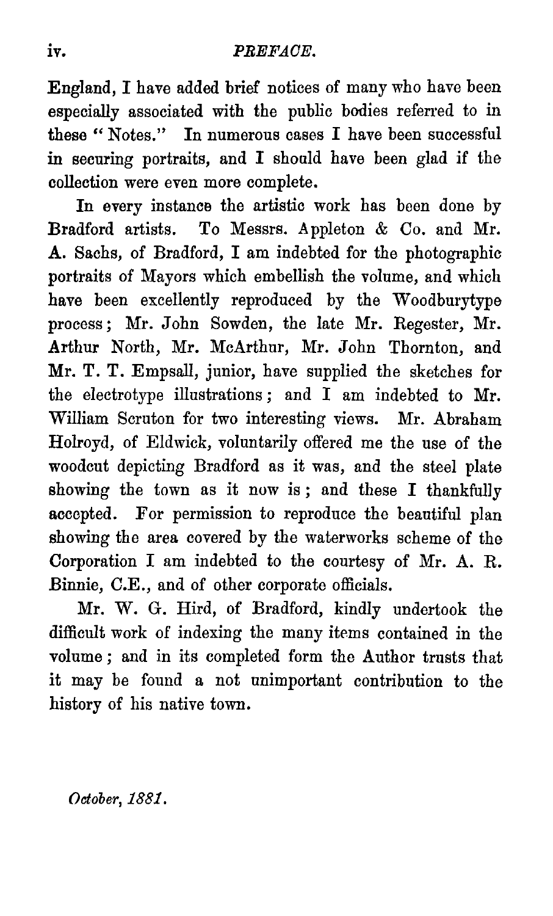England, I have added brief notices of many who have been especially associated with the public bodies referred to in these "Notes." In numerous cases I have been successful in securing portraits, and I should have been glad if the collection were even more complete.

In every instance the artistic work has been done by Bradford artists. To Messrs. Appleton & Co. and Mr. A. Sachs, of Bradford, I am indebted for the photographic portraits of Mayors which embellish the volume, and which have been excellently reproduced by the Woodburytype process; Mr. John Sowden, the late Mr. Regester, Mr. Arthur North, Mr. McArthur, Mr. John Thornton, and Mr. T. T. Empsall, junior, have supplied the sketches for the electrotype illustrations; and I am indebted to Mr. William Scruton for two interesting views. Mr. Abraham Holroyd, of Eldwick, voluntarily offered me the use of the woodcut depicting Bradford as it was, and the steel plate showing the town as it now is; and these I thankfully accepted. For permission to reproduce the beautiful plan showing the area covered by the waterworks scheme of the Corporation I am indebted to the courtesy of Mr. A. R. Binnie, C.E., and of other corporate officials.

Mr. W. G. Hird, of Bradford, kindly undertook the difficult work of indexing the many items contained in the volume; and in its completed form the Author trusts that it may be found a not unimportant contribution to the history of his native town.

*October, 1881.*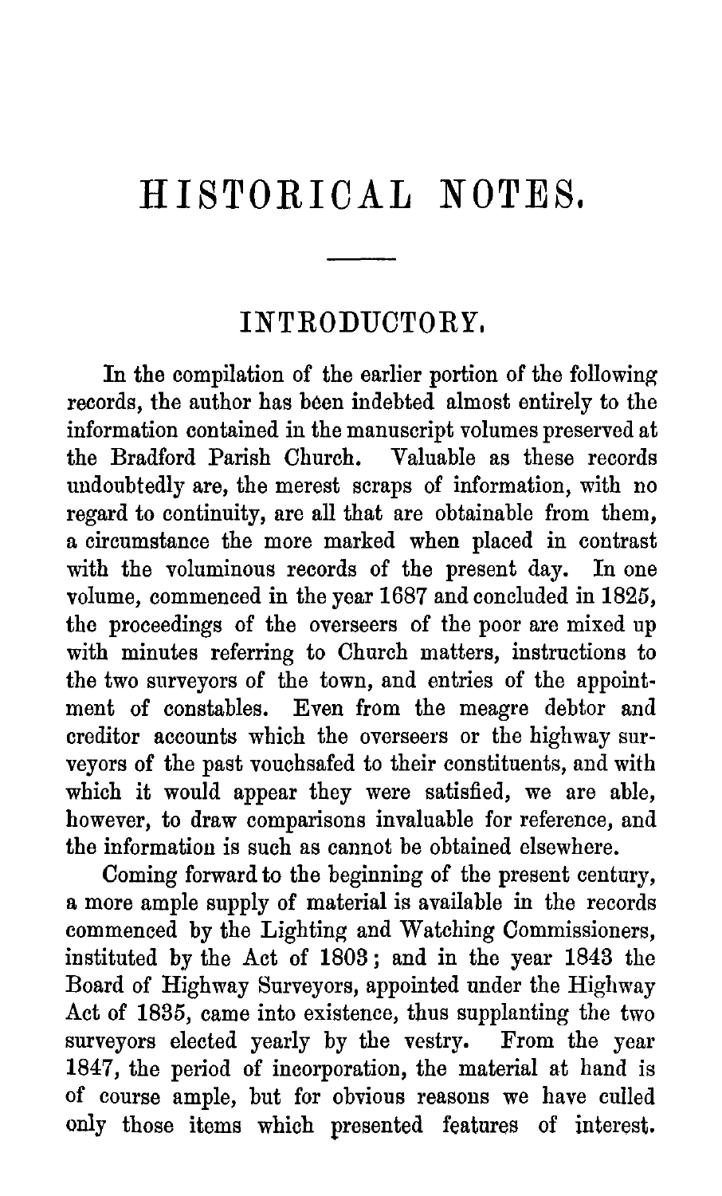# HISTORICAL NOTES.

## INTRODUCTORY.

In the compilation of the earlier portion of the following records, the author has been indebted almost entirely to the information contained in the manuscript volumes preserved at the Bradford Parish Church. Valuable as these records undoubtedly are, the merest scraps of information, with no regard to continuity, are all that are obtainable from them, a circumstance the more marked when placed in contrast with the voluminous records of the present day. In one volume, commenced in the year 1687 and concluded in 1825, the proceedings of the overseers of the poor are mixed up with minutes referring to Church matters, instructions to the two surveyors of the town, and entries of the appointment of constables. Even from the meagre debtor and creditor accounts which the overseers or the highway surveyors of the past vouchsafed to their constituents, and with which it would appear they were satisfied, we are able, however, to draw comparisons invaluable for reference, and the information is such as cannot be obtained elsewhere.

Coming forward to the beginning of the present century, a more ample supply of material is available in the records commenced by the Lighting and Watching Commissioners, instituted by the Act of 1803; and in the year 1843 the Board of Highway Surveyors, appointed under the Highway Act of 1835, came into existence, thus supplanting the two surveyors elected yearly by the vestry. From the year 1847, the period of incorporation, the material at hand is of course ample, but for obvious reasons we have culled only those items which presented features of interest.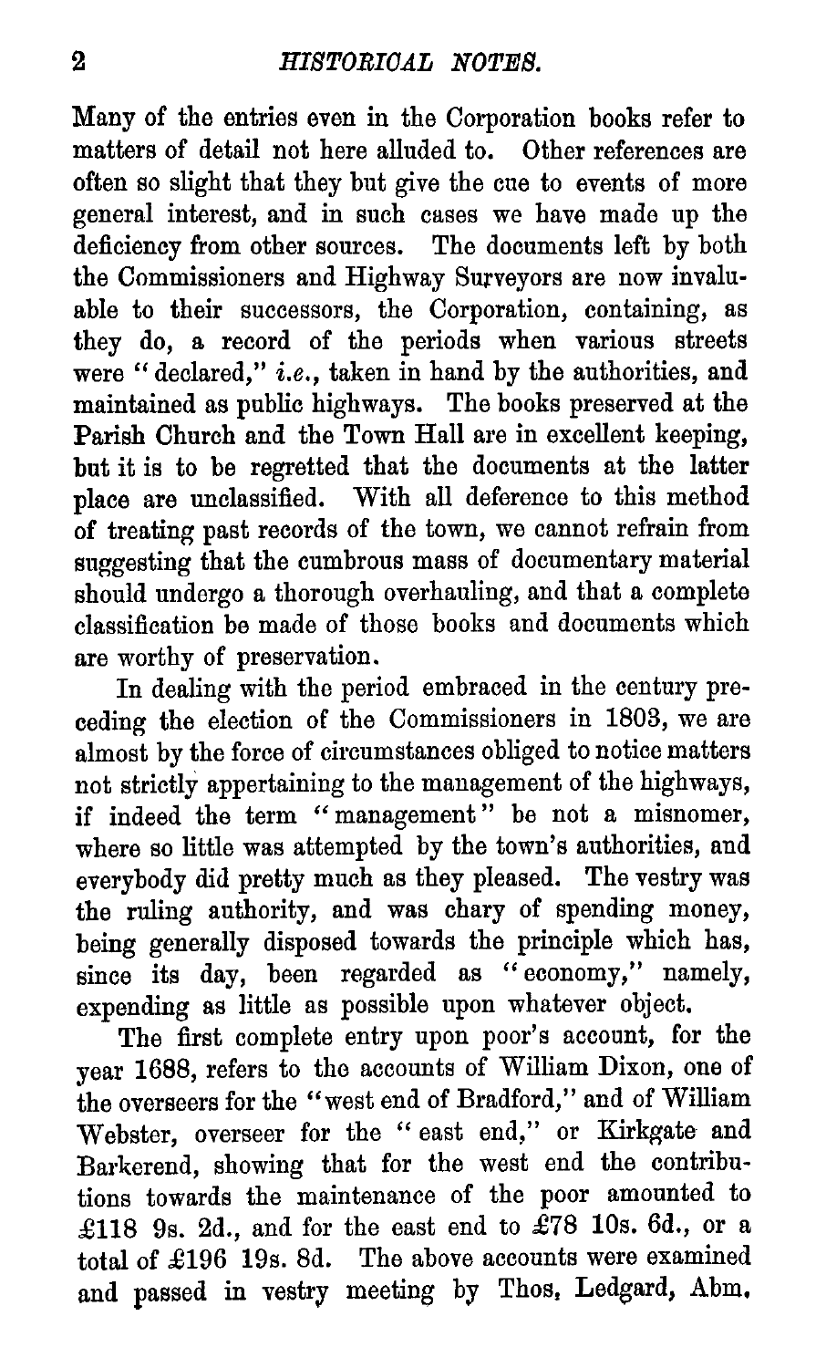Many of the entries even in the Corporation books refer to matters of detail not here alluded to. Other references are often so slight that they but give the cue to events of more general interest, and in such cases we have made up the deficiency from other sources. The documents left by both the Commissioners and Highway Surveyors are now invaluable to their successors, the Corporation, containing, as they do, a record of the periods when various streets were "declared," *i.e.*, taken in hand by the authorities, and maintained as public highways. The books preserved at the Parish Church and the Town Hall are in excellent keeping, but it is to be regretted that the documents at the latter place are unclassified. With all deference to this method of treating past records of the town, we cannot refrain from suggesting that the cumbrous mass of documentary material should undergo a thorough overhauling, and that a complete classification be made of those books and documents which are worthy of preservation.

In dealing with the period embraced in the century preceding the election of the Commissioners in 1803, we are almost by the force of circumstances obliged to notice matters not strictly appertaining to the management of the highways, if indeed the term "management" be not a misnomer, where so little was attempted by the town's authorities, and everybody did pretty much as they pleased. The vestry was the ruling authority, and was chary of spending money, being generally disposed towards the principle which has, since its day, been regarded as "economy," namely, expending as little as possible upon whatever object.

The first complete entry upon poor's account, for the year 1688, refers to the accounts of William Dixon, one of the overseers for the "west end of Bradford," and of William Webster, overseer for the "east end," or Kirkgate and Barkerend, showing that for the west end the contributions towards the maintenance of the poor amounted to £118 9s. 2d., and for the east end to £78 10s. 6d., or a total of £196 19s. 8d. The above accounts were examined and passed in vestry meeting by Thos. Ledgard, Abm.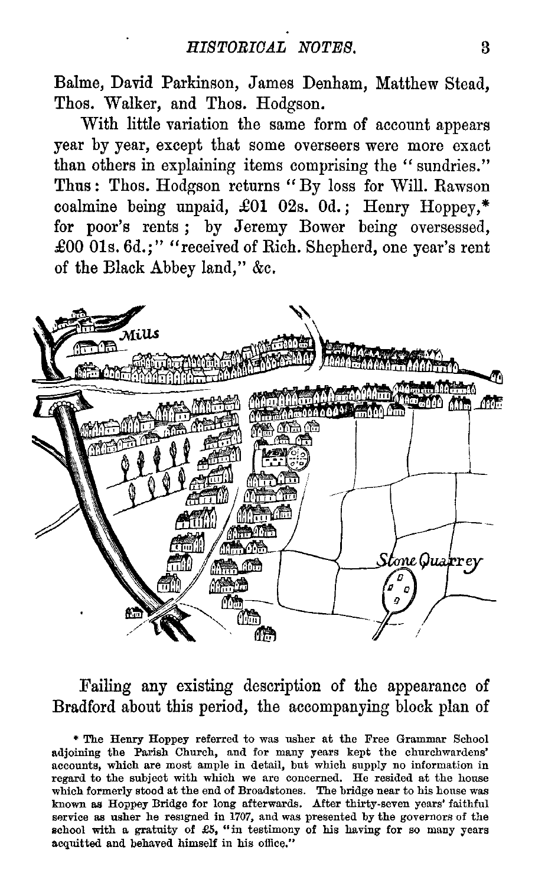Balme, David Parkinson, James Denham, Matthew Stead, Thos. Walker, and Thos. Hodgson.

With little variation the same form of account appears year by year, except that some overseers were more exact than others in explaining items comprising the "sundries." Thus: Thos. Hodgson returns "By loss for Will. Rawson coalmine being unpaid, £01 02s. 0d.; Henry Hoppey,* for poor's rents; by Jeremy Bower being oversessed, £00 01s. 6d.;" "received of Rich. Shepherd, one year's rent of the Black Abbey land," &c.

Failing any existing description of the appearance of Bradford about this period, the accompanying block plan of

* The Henry Hoppey referred to was usher at the Free Grammar School adjoining the Parish Church, and for many years kept the churchwardens' accounts, which are most ample in detail, but which supply no information in regard to the subject with which we are concerned. He resided at the house which formerly stood at the end of Broadstones. The bridge near to his house was known as Hoppey Bridge for long afterwards. After thirty-seven years' faithful service as usher he resigned in 1707, and was presented by the governors of the school with a gratuity of £5, "in testimony of his having for so many years acquitted and behaved himself in his office."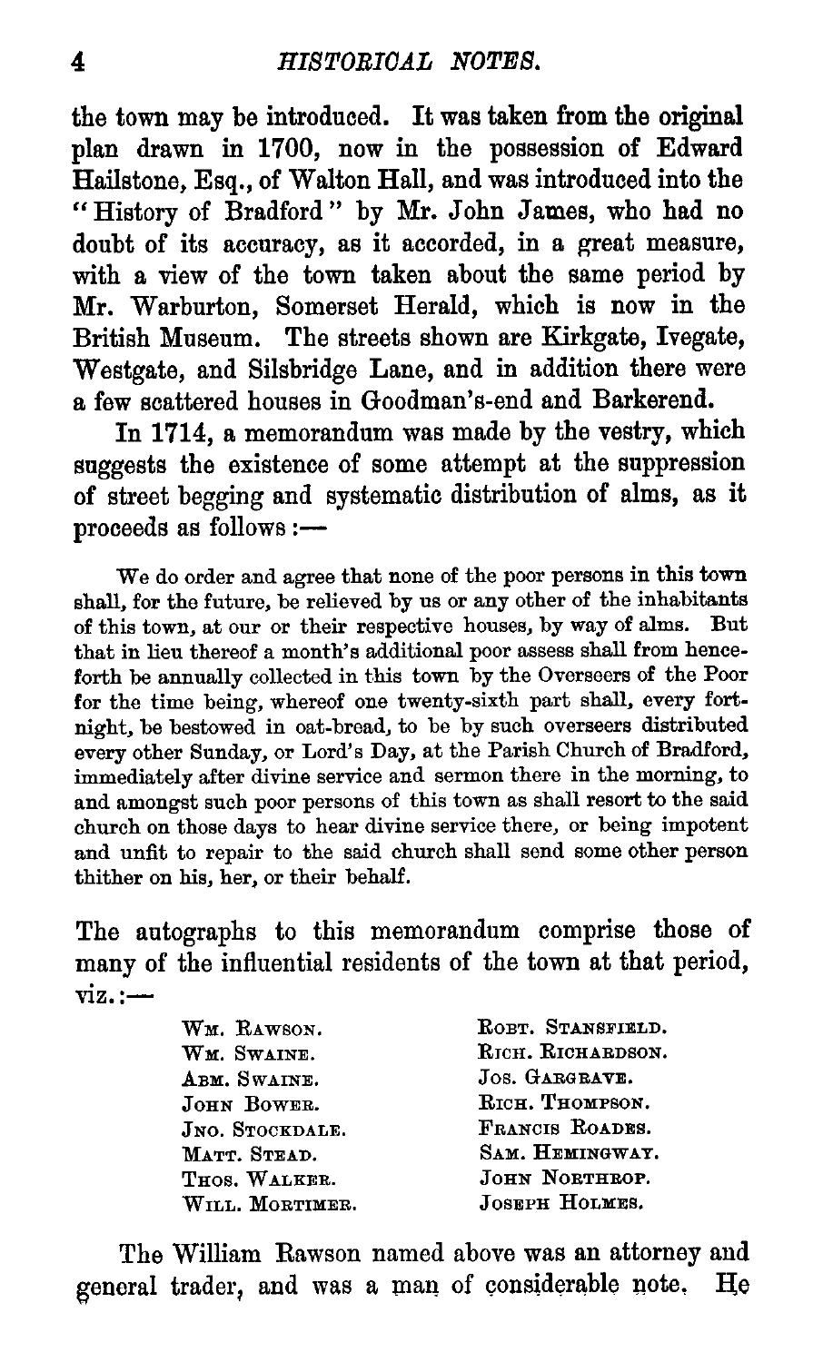the town may be introduced. It was taken from the original plan drawn in 1700, now in the possession of Edward Hailstone, Esq., of Walton Hall, and was introduced into the "History of Bradford" by Mr. John James, who had no doubt of its accuracy, as it accorded, in a great measure, with a view of the town taken about the same period by Mr. Warburton, Somerset Herald, which is now in the British Museum. The streets shown are Kirkgate, Ivegate, Westgate, and Silsbridge Lane, and in addition there were a few scattered houses in Goodman's-end and Barkerend.

In 1714, a memorandum was made by the vestry, which suggests the existence of some attempt at the suppression of street begging and systematic distribution of alms, as it proceeds as follows:—

> We do order and agree that none of the poor persons in this town shall, for the future, be relieved by us or any other of the inhabitants of this town, at our or their respective houses, by way of alms. But that in lieu thereof a month's additional poor assess shall from henceforth be annually collected in this town by the Overseers of the Poor for the time being, whereof one twenty-sixth part shall, every fortnight, be bestowed in oat-bread, to be by such overseers distributed every other Sunday, or Lord's Day, at the Parish Church of Bradford, immediately after divine service and sermon there in the morning, to and amongst such poor persons of this town as shall resort to the said church on those days to hear divine service there, or being impotent and unfit to repair to the said church shall send some other person thither on his, her, or their behalf.

The autographs to this memorandum comprise those of many of the influential residents of the town at that period, viz.:—

| | |
|---|---|
| WM. RAWSON. | ROBT. STANSFIELD. |
| WM. SWAINE. | RICH. RICHARDSON. |
| ABM. SWAINE. | JOS. GARGRAVE. |
| JOHN BOWER. | RICH. THOMPSON. |
| JNO. STOCKDALE. | FRANCIS ROADES. |
| MATT. STEAD. | SAM. HEMINGWAY. |
| THOS. WALKER. | JOHN NORTHROP. |
| WILL. MORTIMER. | JOSEPH HOLMES. |

The William Rawson named above was an attorney and general trader, and was a man of considerable note. He